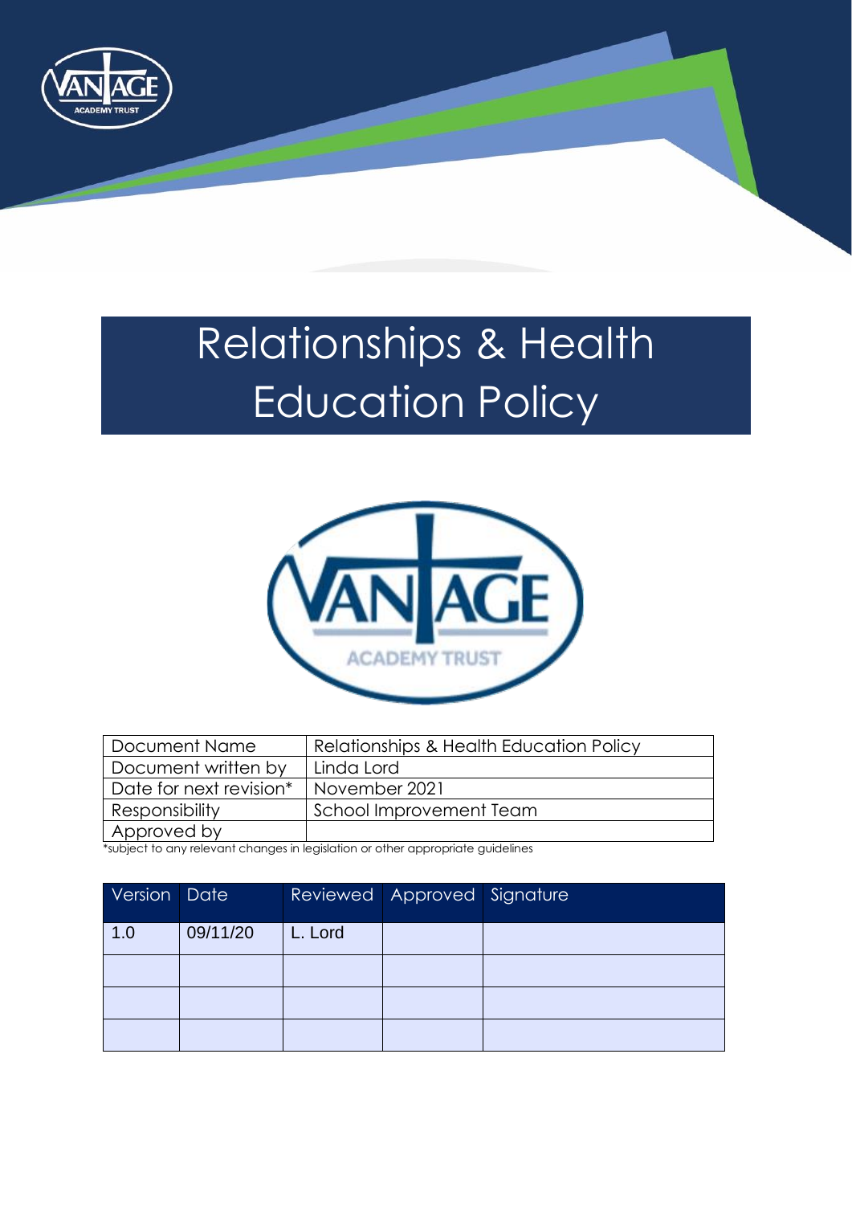# Relationships & Health Education Policy

| Document Name | Relationships & Health Education Policy |
|---|---|
| Document written by | Linda Lord |
| Date for next revision* | November 2021 |
| Responsibility | School Improvement Team |
| Approved by | |

*subject to any relevant changes in legislation or other appropriate guidelines

| Version | Date | Reviewed | Approved | Signature |
|---|---|---|---|---|
| 1.0 | 09/11/20 | L. Lord | | |
| | | | | |
| | | | | |
| | | | | |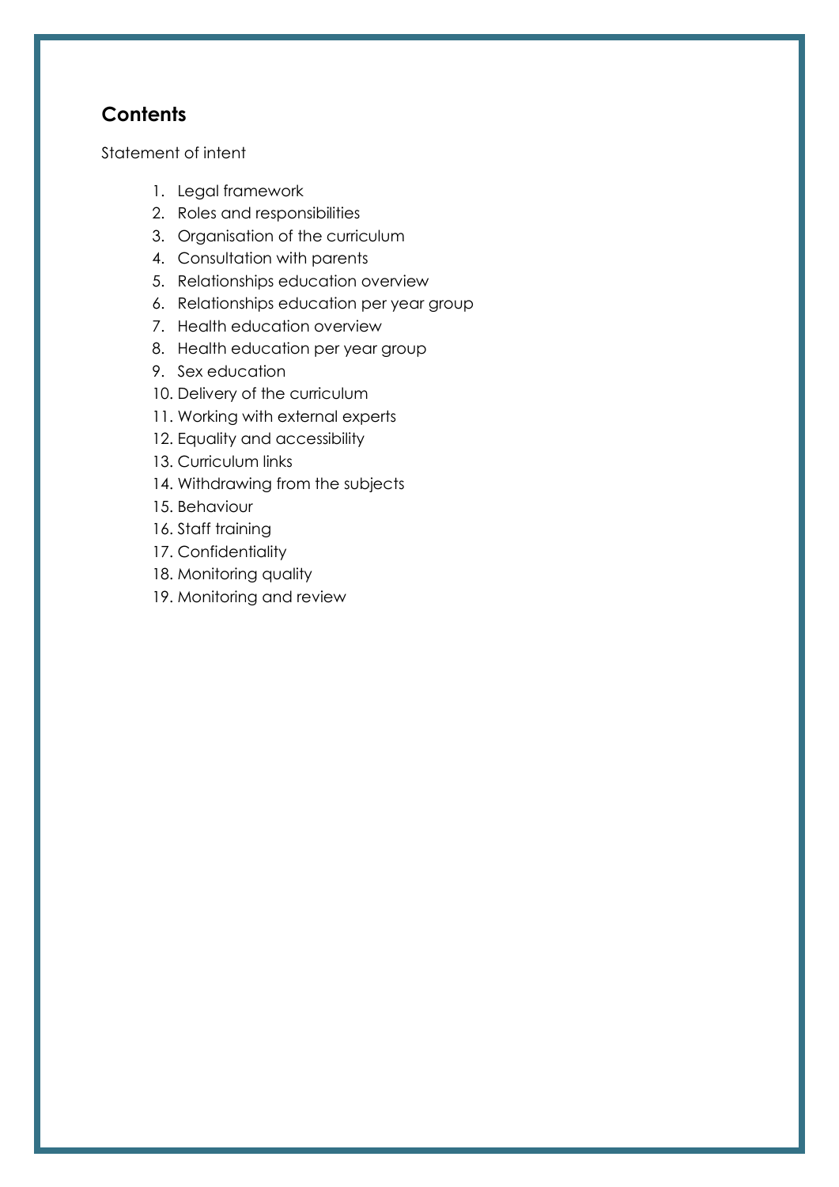## Contents

Statement of intent

1. Legal framework
2. Roles and responsibilities
3. Organisation of the curriculum
4. Consultation with parents
5. Relationships education overview
6. Relationships education per year group
7. Health education overview
8. Health education per year group
9. Sex education
10. Delivery of the curriculum
11. Working with external experts
12. Equality and accessibility
13. Curriculum links
14. Withdrawing from the subjects
15. Behaviour
16. Staff training
17. Confidentiality
18. Monitoring quality
19. Monitoring and review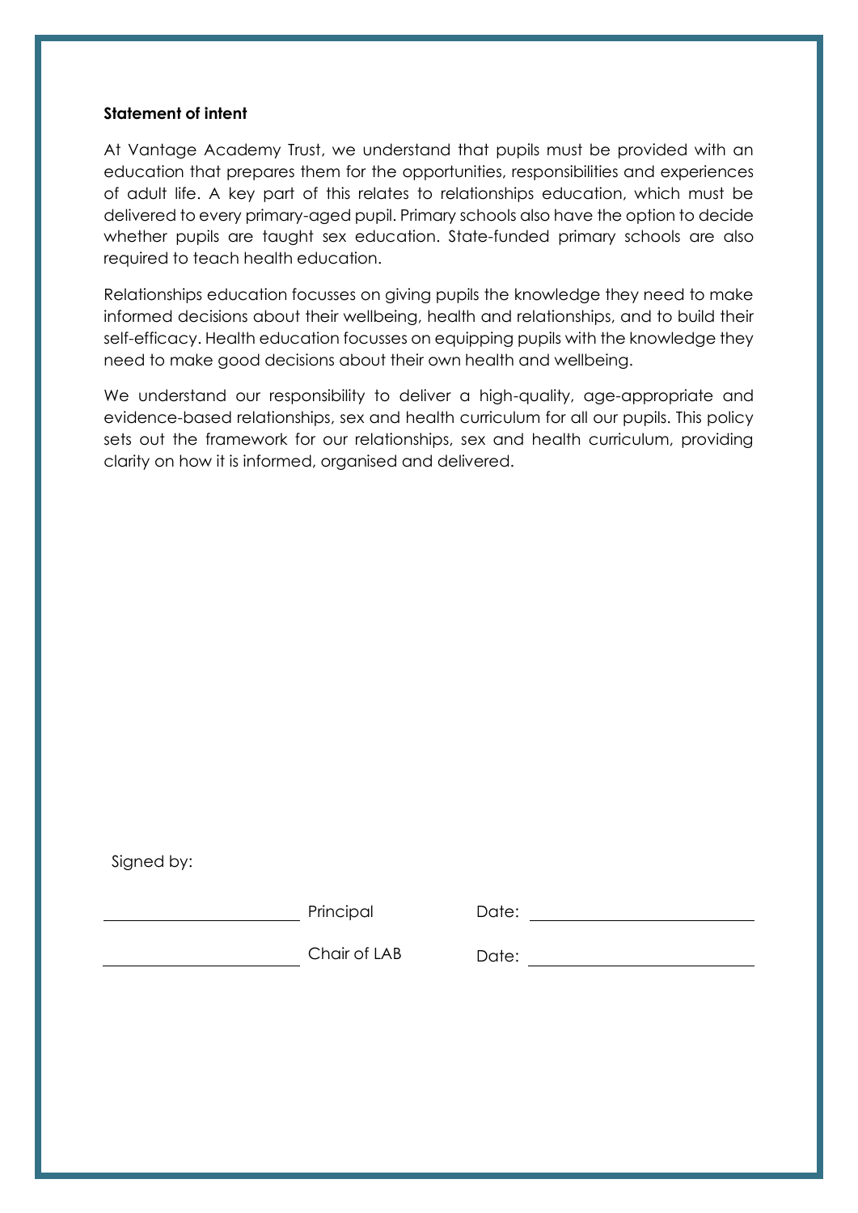**Statement of intent**

At Vantage Academy Trust, we understand that pupils must be provided with an education that prepares them for the opportunities, responsibilities and experiences of adult life. A key part of this relates to relationships education, which must be delivered to every primary-aged pupil. Primary schools also have the option to decide whether pupils are taught sex education. State-funded primary schools are also required to teach health education.

Relationships education focusses on giving pupils the knowledge they need to make informed decisions about their wellbeing, health and relationships, and to build their self-efficacy. Health education focusses on equipping pupils with the knowledge they need to make good decisions about their own health and wellbeing.

We understand our responsibility to deliver a high-quality, age-appropriate and evidence-based relationships, sex and health curriculum for all our pupils. This policy sets out the framework for our relationships, sex and health curriculum, providing clarity on how it is informed, organised and delivered.

Signed by:

| | | | |
|---|---|---|---|
| ____________________ | Principal | Date: | ____________________ |
| ____________________ | Chair of LAB | Date: | ____________________ |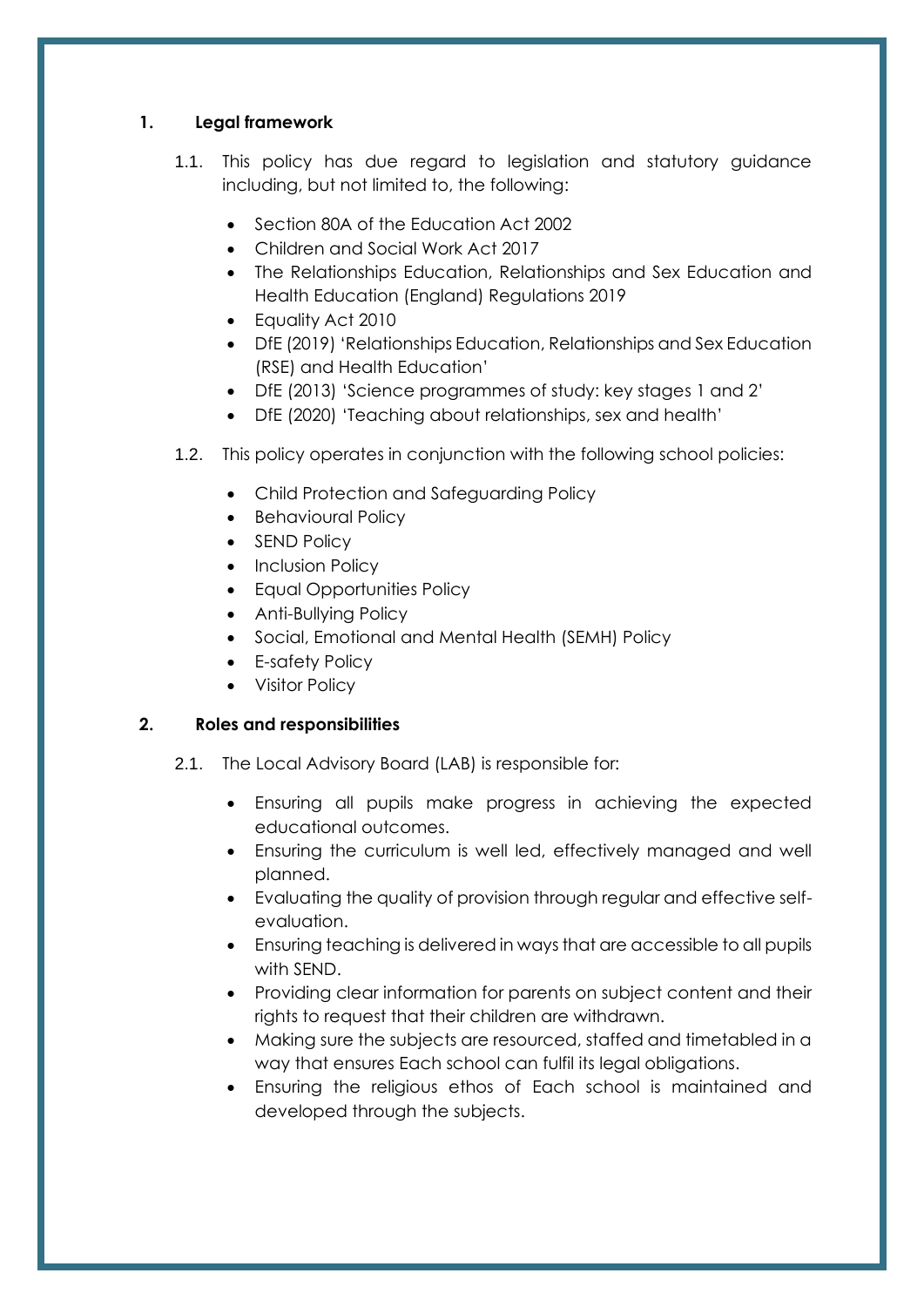## 1. Legal framework

1.1. This policy has due regard to legislation and statutory guidance including, but not limited to, the following:

- Section 80A of the Education Act 2002
- Children and Social Work Act 2017
- The Relationships Education, Relationships and Sex Education and Health Education (England) Regulations 2019
- Equality Act 2010
- DfE (2019) 'Relationships Education, Relationships and Sex Education (RSE) and Health Education'
- DfE (2013) 'Science programmes of study: key stages 1 and 2'
- DfE (2020) 'Teaching about relationships, sex and health'

1.2. This policy operates in conjunction with the following school policies:

- Child Protection and Safeguarding Policy
- Behavioural Policy
- SEND Policy
- Inclusion Policy
- Equal Opportunities Policy
- Anti-Bullying Policy
- Social, Emotional and Mental Health (SEMH) Policy
- E-safety Policy
- Visitor Policy

## 2. Roles and responsibilities

2.1. The Local Advisory Board (LAB) is responsible for:

- Ensuring all pupils make progress in achieving the expected educational outcomes.
- Ensuring the curriculum is well led, effectively managed and well planned.
- Evaluating the quality of provision through regular and effective self-evaluation.
- Ensuring teaching is delivered in ways that are accessible to all pupils with SEND.
- Providing clear information for parents on subject content and their rights to request that their children are withdrawn.
- Making sure the subjects are resourced, staffed and timetabled in a way that ensures Each school can fulfil its legal obligations.
- Ensuring the religious ethos of Each school is maintained and developed through the subjects.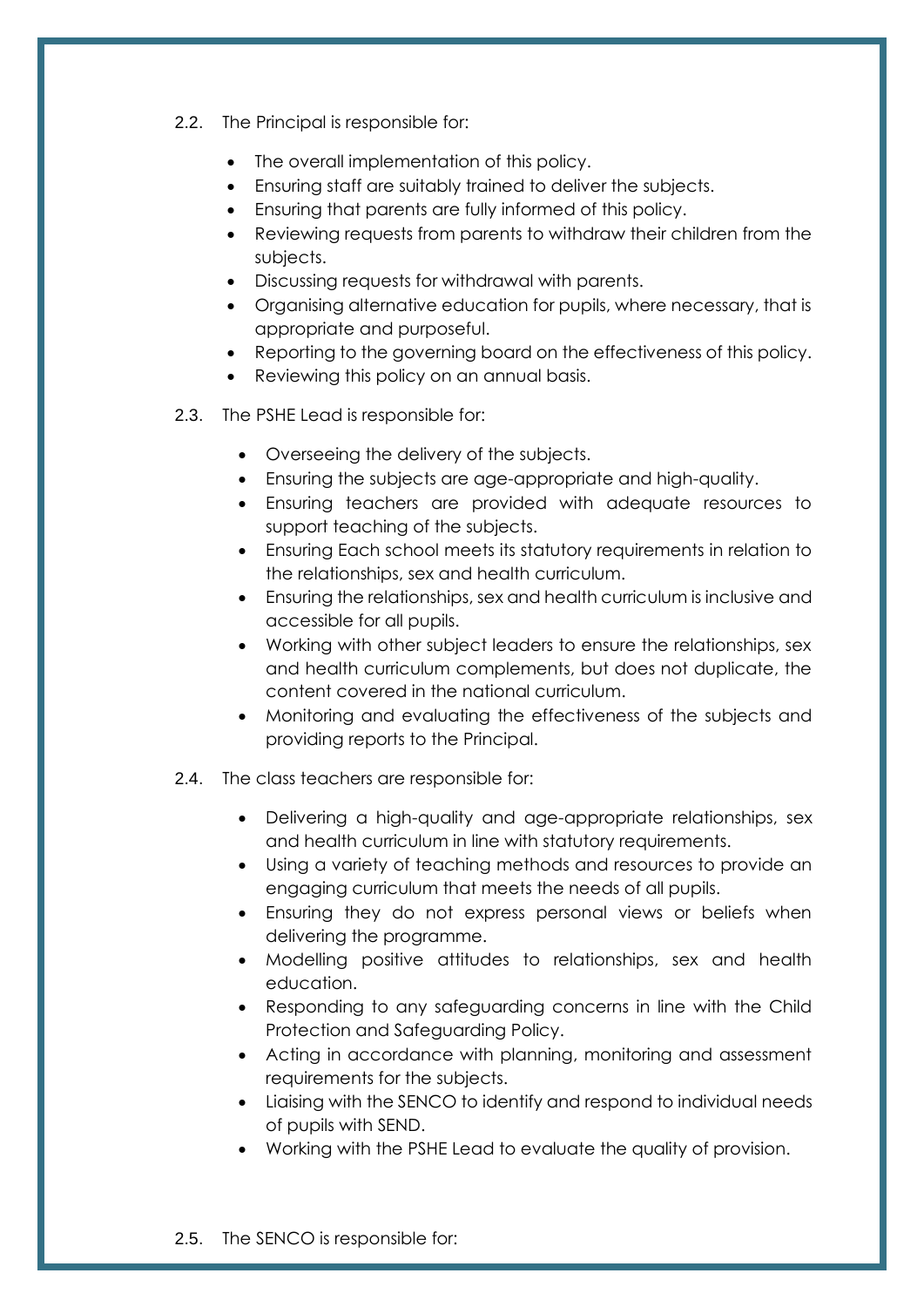2.2. The Principal is responsible for:

- The overall implementation of this policy.
- Ensuring staff are suitably trained to deliver the subjects.
- Ensuring that parents are fully informed of this policy.
- Reviewing requests from parents to withdraw their children from the subjects.
- Discussing requests for withdrawal with parents.
- Organising alternative education for pupils, where necessary, that is appropriate and purposeful.
- Reporting to the governing board on the effectiveness of this policy.
- Reviewing this policy on an annual basis.

2.3. The PSHE Lead is responsible for:

- Overseeing the delivery of the subjects.
- Ensuring the subjects are age-appropriate and high-quality.
- Ensuring teachers are provided with adequate resources to support teaching of the subjects.
- Ensuring Each school meets its statutory requirements in relation to the relationships, sex and health curriculum.
- Ensuring the relationships, sex and health curriculum is inclusive and accessible for all pupils.
- Working with other subject leaders to ensure the relationships, sex and health curriculum complements, but does not duplicate, the content covered in the national curriculum.
- Monitoring and evaluating the effectiveness of the subjects and providing reports to the Principal.

2.4. The class teachers are responsible for:

- Delivering a high-quality and age-appropriate relationships, sex and health curriculum in line with statutory requirements.
- Using a variety of teaching methods and resources to provide an engaging curriculum that meets the needs of all pupils.
- Ensuring they do not express personal views or beliefs when delivering the programme.
- Modelling positive attitudes to relationships, sex and health education.
- Responding to any safeguarding concerns in line with the Child Protection and Safeguarding Policy.
- Acting in accordance with planning, monitoring and assessment requirements for the subjects.
- Liaising with the SENCO to identify and respond to individual needs of pupils with SEND.
- Working with the PSHE Lead to evaluate the quality of provision.

2.5. The SENCO is responsible for: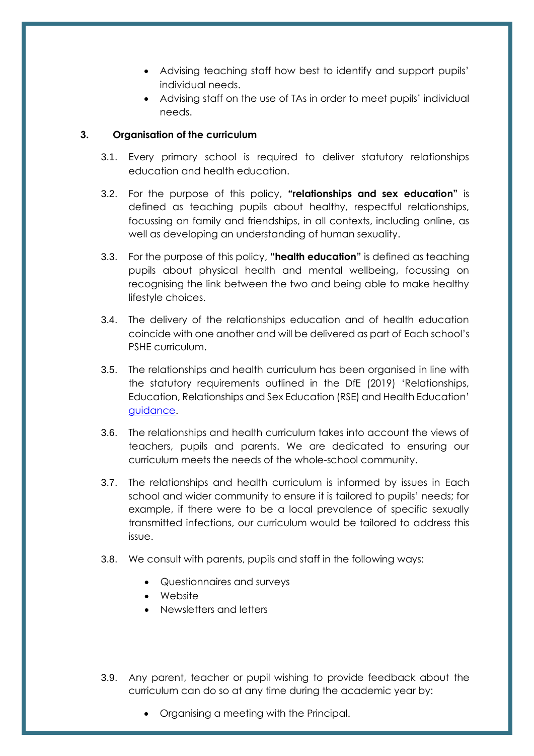- Advising teaching staff how best to identify and support pupils' individual needs.
- Advising staff on the use of TAs in order to meet pupils' individual needs.

## 3. Organisation of the curriculum

3.1. Every primary school is required to deliver statutory relationships education and health education.

3.2. For the purpose of this policy, **"relationships and sex education"** is defined as teaching pupils about healthy, respectful relationships, focussing on family and friendships, in all contexts, including online, as well as developing an understanding of human sexuality.

3.3. For the purpose of this policy, **"health education"** is defined as teaching pupils about physical health and mental wellbeing, focussing on recognising the link between the two and being able to make healthy lifestyle choices.

3.4. The delivery of the relationships education and of health education coincide with one another and will be delivered as part of Each school's PSHE curriculum.

3.5. The relationships and health curriculum has been organised in line with the statutory requirements outlined in the DfE (2019) 'Relationships, Education, Relationships and Sex Education (RSE) and Health Education' [guidance](guidance).

3.6. The relationships and health curriculum takes into account the views of teachers, pupils and parents. We are dedicated to ensuring our curriculum meets the needs of the whole-school community.

3.7. The relationships and health curriculum is informed by issues in Each school and wider community to ensure it is tailored to pupils' needs; for example, if there were to be a local prevalence of specific sexually transmitted infections, our curriculum would be tailored to address this issue.

3.8. We consult with parents, pupils and staff in the following ways:

- Questionnaires and surveys
- Website
- Newsletters and letters

3.9. Any parent, teacher or pupil wishing to provide feedback about the curriculum can do so at any time during the academic year by:

- Organising a meeting with the Principal.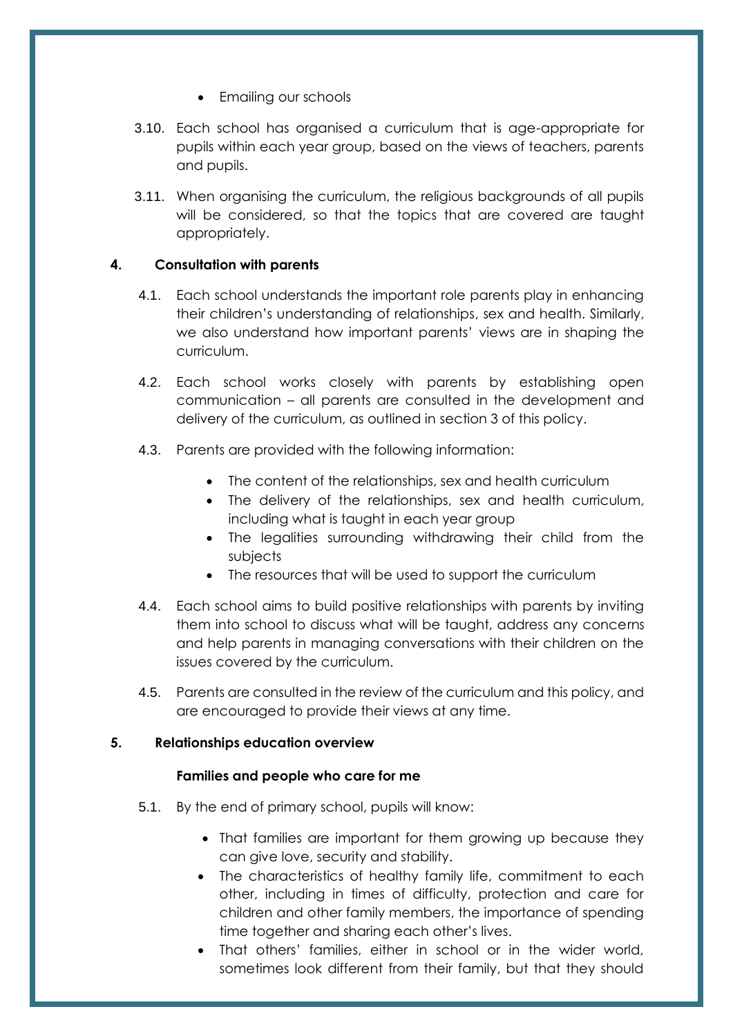- Emailing our schools

3.10. Each school has organised a curriculum that is age-appropriate for pupils within each year group, based on the views of teachers, parents and pupils.

3.11. When organising the curriculum, the religious backgrounds of all pupils will be considered, so that the topics that are covered are taught appropriately.

## 4. Consultation with parents

4.1. Each school understands the important role parents play in enhancing their children's understanding of relationships, sex and health. Similarly, we also understand how important parents' views are in shaping the curriculum.

4.2. Each school works closely with parents by establishing open communication – all parents are consulted in the development and delivery of the curriculum, as outlined in section 3 of this policy.

4.3. Parents are provided with the following information:

- The content of the relationships, sex and health curriculum
- The delivery of the relationships, sex and health curriculum, including what is taught in each year group
- The legalities surrounding withdrawing their child from the subjects
- The resources that will be used to support the curriculum

4.4. Each school aims to build positive relationships with parents by inviting them into school to discuss what will be taught, address any concerns and help parents in managing conversations with their children on the issues covered by the curriculum.

4.5. Parents are consulted in the review of the curriculum and this policy, and are encouraged to provide their views at any time.

## 5. Relationships education overview

### Families and people who care for me

5.1. By the end of primary school, pupils will know:

- That families are important for them growing up because they can give love, security and stability.
- The characteristics of healthy family life, commitment to each other, including in times of difficulty, protection and care for children and other family members, the importance of spending time together and sharing each other's lives.
- That others' families, either in school or in the wider world, sometimes look different from their family, but that they should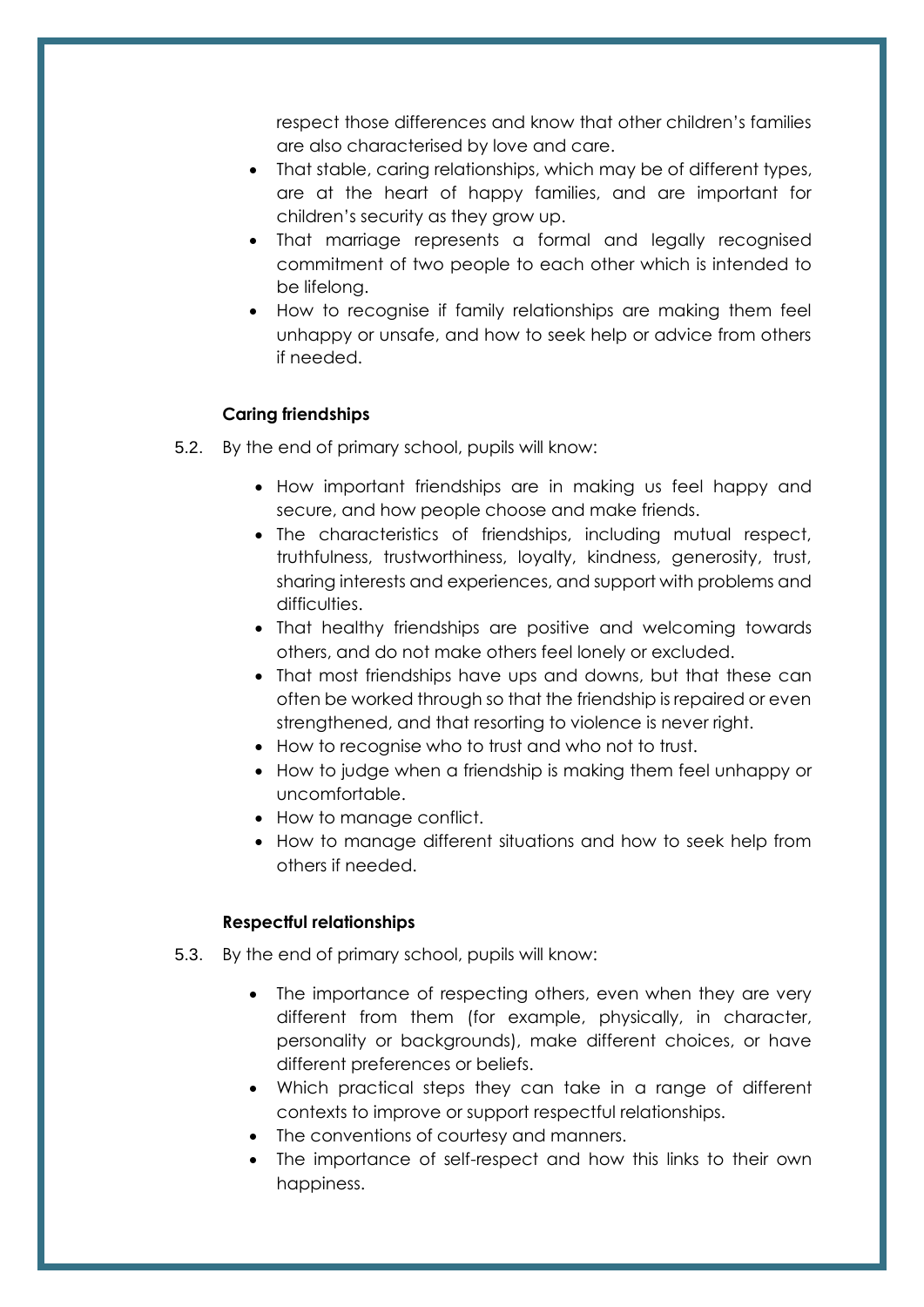respect those differences and know that other children's families are also characterised by love and care.

- That stable, caring relationships, which may be of different types, are at the heart of happy families, and are important for children's security as they grow up.
- That marriage represents a formal and legally recognised commitment of two people to each other which is intended to be lifelong.
- How to recognise if family relationships are making them feel unhappy or unsafe, and how to seek help or advice from others if needed.

**Caring friendships**

5.2. By the end of primary school, pupils will know:

- How important friendships are in making us feel happy and secure, and how people choose and make friends.
- The characteristics of friendships, including mutual respect, truthfulness, trustworthiness, loyalty, kindness, generosity, trust, sharing interests and experiences, and support with problems and difficulties.
- That healthy friendships are positive and welcoming towards others, and do not make others feel lonely or excluded.
- That most friendships have ups and downs, but that these can often be worked through so that the friendship is repaired or even strengthened, and that resorting to violence is never right.
- How to recognise who to trust and who not to trust.
- How to judge when a friendship is making them feel unhappy or uncomfortable.
- How to manage conflict.
- How to manage different situations and how to seek help from others if needed.

**Respectful relationships**

5.3. By the end of primary school, pupils will know:

- The importance of respecting others, even when they are very different from them (for example, physically, in character, personality or backgrounds), make different choices, or have different preferences or beliefs.
- Which practical steps they can take in a range of different contexts to improve or support respectful relationships.
- The conventions of courtesy and manners.
- The importance of self-respect and how this links to their own happiness.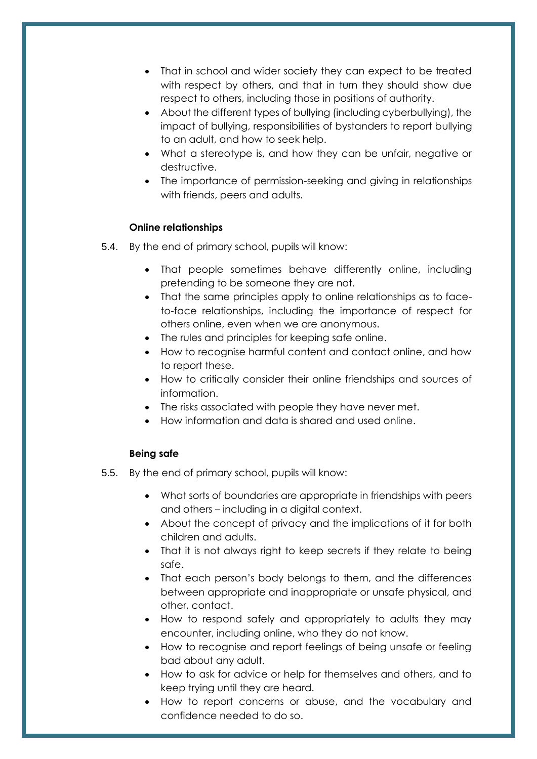- That in school and wider society they can expect to be treated with respect by others, and that in turn they should show due respect to others, including those in positions of authority.
- About the different types of bullying (including cyberbullying), the impact of bullying, responsibilities of bystanders to report bullying to an adult, and how to seek help.
- What a stereotype is, and how they can be unfair, negative or destructive.
- The importance of permission-seeking and giving in relationships with friends, peers and adults.

**Online relationships**

5.4. By the end of primary school, pupils will know:

- That people sometimes behave differently online, including pretending to be someone they are not.
- That the same principles apply to online relationships as to face-to-face relationships, including the importance of respect for others online, even when we are anonymous.
- The rules and principles for keeping safe online.
- How to recognise harmful content and contact online, and how to report these.
- How to critically consider their online friendships and sources of information.
- The risks associated with people they have never met.
- How information and data is shared and used online.

**Being safe**

5.5. By the end of primary school, pupils will know:

- What sorts of boundaries are appropriate in friendships with peers and others – including in a digital context.
- About the concept of privacy and the implications of it for both children and adults.
- That it is not always right to keep secrets if they relate to being safe.
- That each person's body belongs to them, and the differences between appropriate and inappropriate or unsafe physical, and other, contact.
- How to respond safely and appropriately to adults they may encounter, including online, who they do not know.
- How to recognise and report feelings of being unsafe or feeling bad about any adult.
- How to ask for advice or help for themselves and others, and to keep trying until they are heard.
- How to report concerns or abuse, and the vocabulary and confidence needed to do so.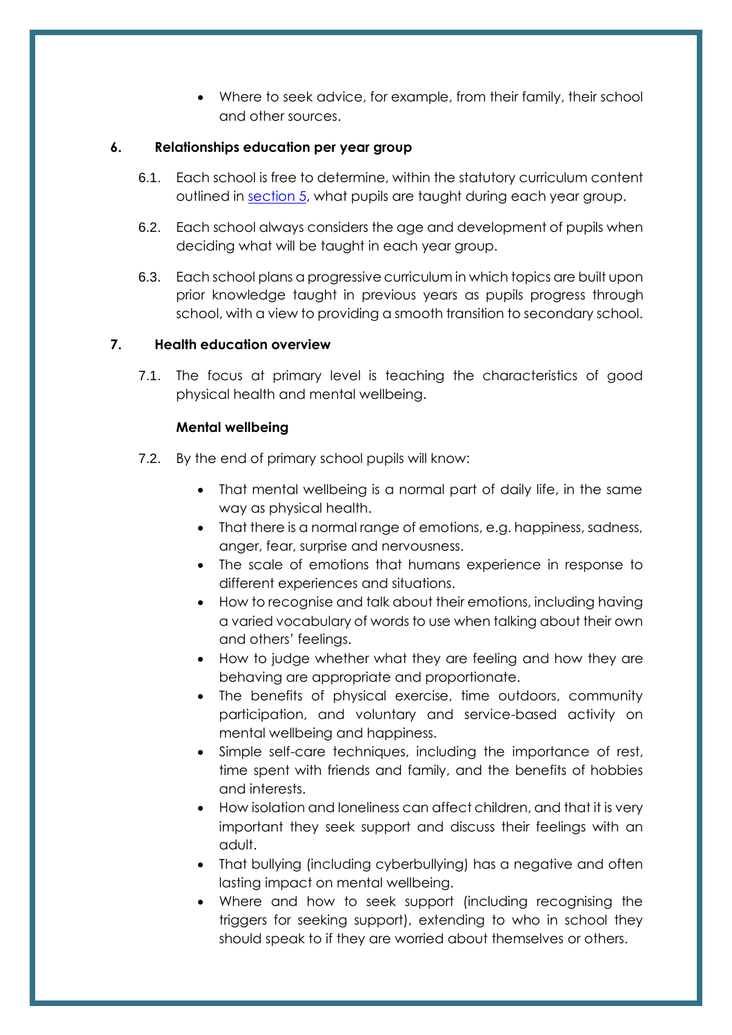- Where to seek advice, for example, from their family, their school and other sources.

## 6. Relationships education per year group

6.1. Each school is free to determine, within the statutory curriculum content outlined in section 5, what pupils are taught during each year group.

6.2. Each school always considers the age and development of pupils when deciding what will be taught in each year group.

6.3. Each school plans a progressive curriculum in which topics are built upon prior knowledge taught in previous years as pupils progress through school, with a view to providing a smooth transition to secondary school.

## 7. Health education overview

7.1. The focus at primary level is teaching the characteristics of good physical health and mental wellbeing.

**Mental wellbeing**

7.2. By the end of primary school pupils will know:

- That mental wellbeing is a normal part of daily life, in the same way as physical health.
- That there is a normal range of emotions, e.g. happiness, sadness, anger, fear, surprise and nervousness.
- The scale of emotions that humans experience in response to different experiences and situations.
- How to recognise and talk about their emotions, including having a varied vocabulary of words to use when talking about their own and others' feelings.
- How to judge whether what they are feeling and how they are behaving are appropriate and proportionate.
- The benefits of physical exercise, time outdoors, community participation, and voluntary and service-based activity on mental wellbeing and happiness.
- Simple self-care techniques, including the importance of rest, time spent with friends and family, and the benefits of hobbies and interests.
- How isolation and loneliness can affect children, and that it is very important they seek support and discuss their feelings with an adult.
- That bullying (including cyberbullying) has a negative and often lasting impact on mental wellbeing.
- Where and how to seek support (including recognising the triggers for seeking support), extending to who in school they should speak to if they are worried about themselves or others.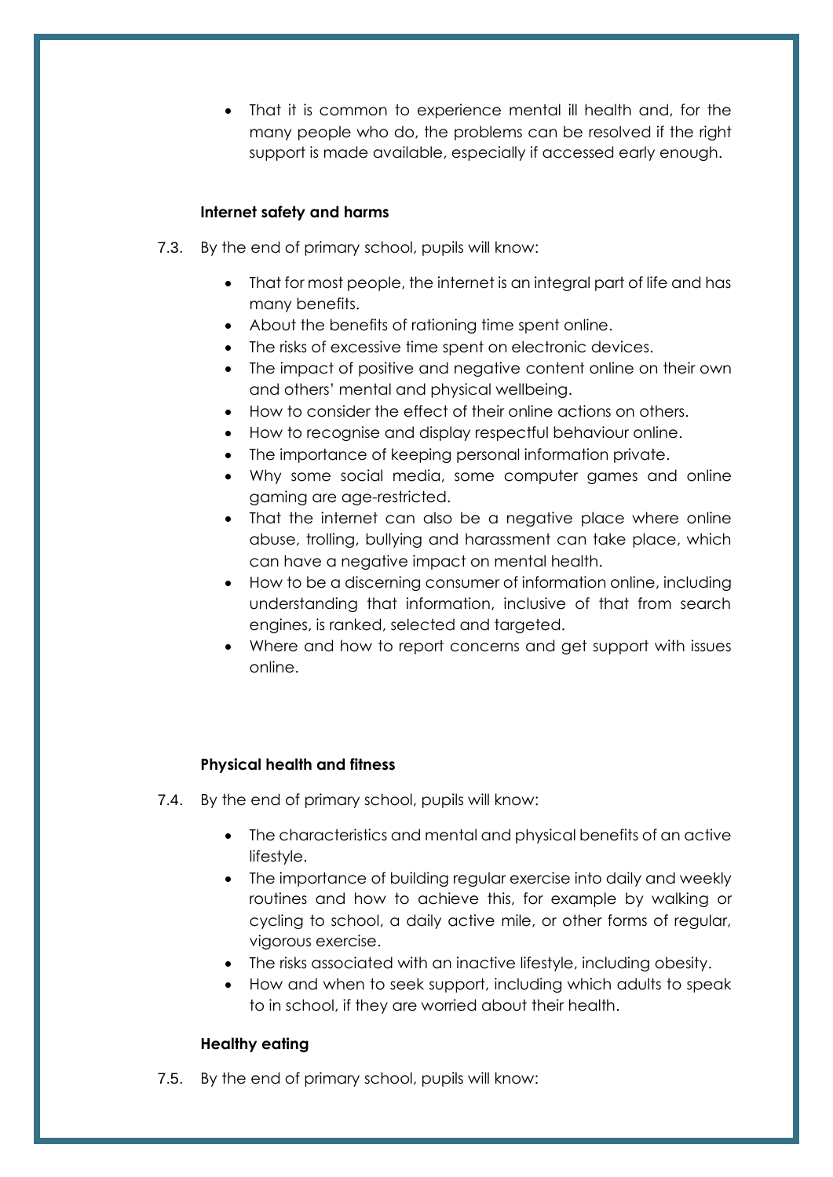- That it is common to experience mental ill health and, for the many people who do, the problems can be resolved if the right support is made available, especially if accessed early enough.

**Internet safety and harms**

7.3. By the end of primary school, pupils will know:

- That for most people, the internet is an integral part of life and has many benefits.
- About the benefits of rationing time spent online.
- The risks of excessive time spent on electronic devices.
- The impact of positive and negative content online on their own and others' mental and physical wellbeing.
- How to consider the effect of their online actions on others.
- How to recognise and display respectful behaviour online.
- The importance of keeping personal information private.
- Why some social media, some computer games and online gaming are age-restricted.
- That the internet can also be a negative place where online abuse, trolling, bullying and harassment can take place, which can have a negative impact on mental health.
- How to be a discerning consumer of information online, including understanding that information, inclusive of that from search engines, is ranked, selected and targeted.
- Where and how to report concerns and get support with issues online.

**Physical health and fitness**

7.4. By the end of primary school, pupils will know:

- The characteristics and mental and physical benefits of an active lifestyle.
- The importance of building regular exercise into daily and weekly routines and how to achieve this, for example by walking or cycling to school, a daily active mile, or other forms of regular, vigorous exercise.
- The risks associated with an inactive lifestyle, including obesity.
- How and when to seek support, including which adults to speak to in school, if they are worried about their health.

**Healthy eating**

7.5. By the end of primary school, pupils will know: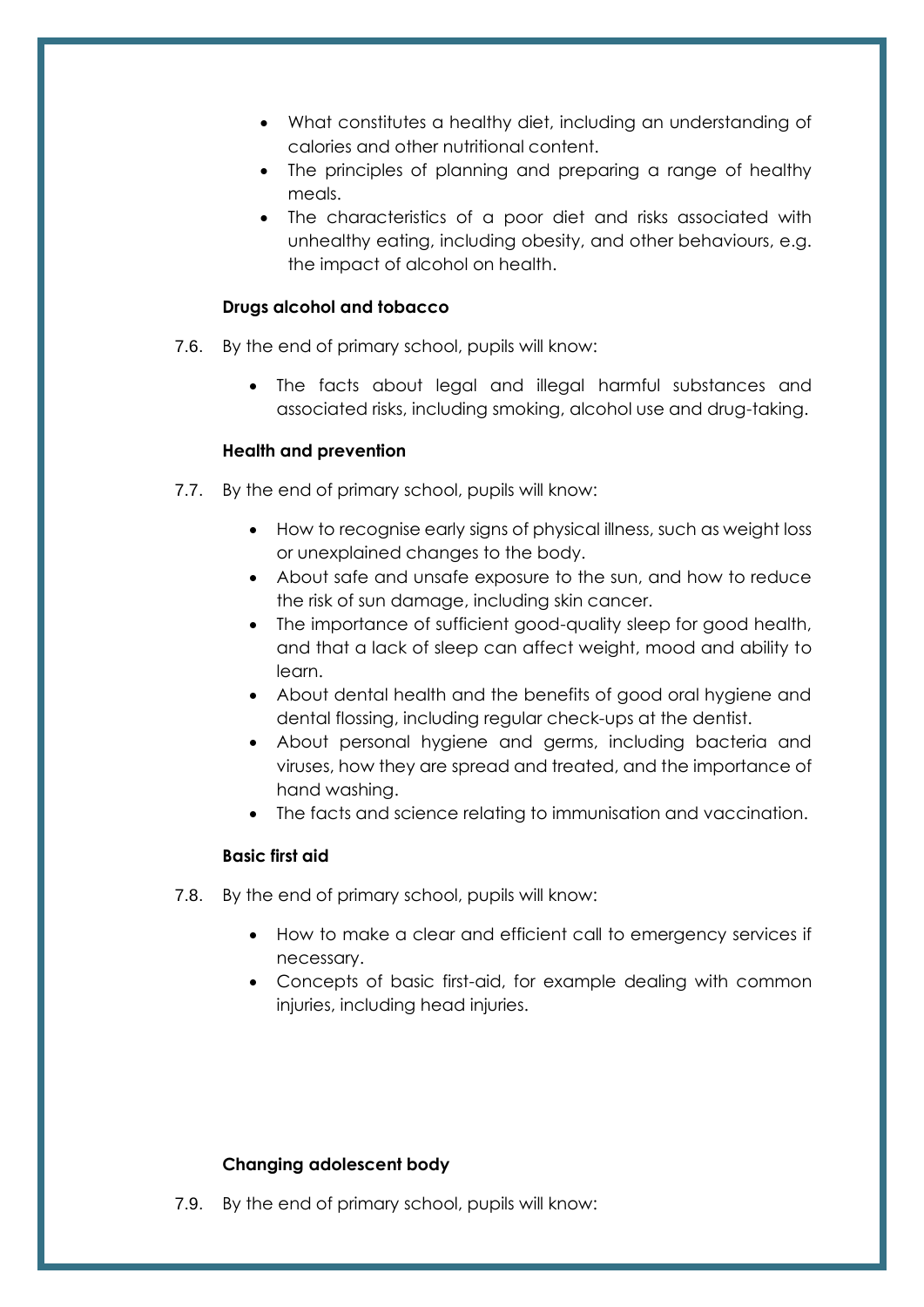- What constitutes a healthy diet, including an understanding of calories and other nutritional content.
- The principles of planning and preparing a range of healthy meals.
- The characteristics of a poor diet and risks associated with unhealthy eating, including obesity, and other behaviours, e.g. the impact of alcohol on health.

**Drugs alcohol and tobacco**

7.6. By the end of primary school, pupils will know:

- The facts about legal and illegal harmful substances and associated risks, including smoking, alcohol use and drug-taking.

**Health and prevention**

7.7. By the end of primary school, pupils will know:

- How to recognise early signs of physical illness, such as weight loss or unexplained changes to the body.
- About safe and unsafe exposure to the sun, and how to reduce the risk of sun damage, including skin cancer.
- The importance of sufficient good-quality sleep for good health, and that a lack of sleep can affect weight, mood and ability to learn.
- About dental health and the benefits of good oral hygiene and dental flossing, including regular check-ups at the dentist.
- About personal hygiene and germs, including bacteria and viruses, how they are spread and treated, and the importance of hand washing.
- The facts and science relating to immunisation and vaccination.

**Basic first aid**

7.8. By the end of primary school, pupils will know:

- How to make a clear and efficient call to emergency services if necessary.
- Concepts of basic first-aid, for example dealing with common injuries, including head injuries.

**Changing adolescent body**

7.9. By the end of primary school, pupils will know: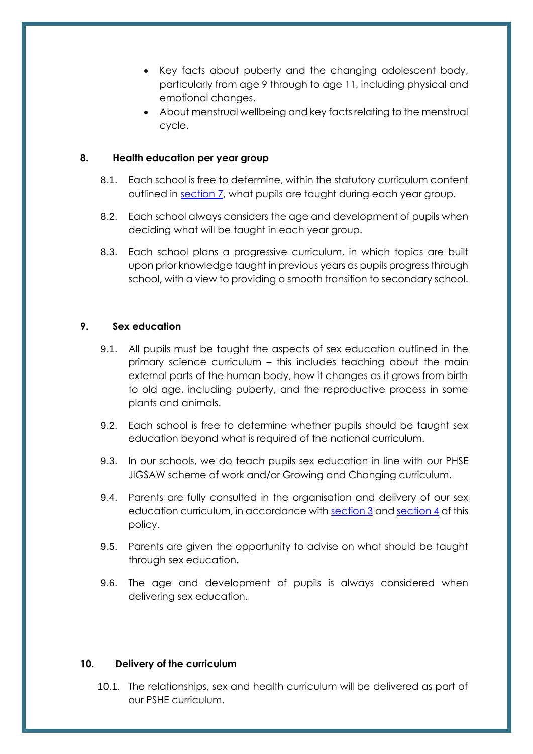- Key facts about puberty and the changing adolescent body, particularly from age 9 through to age 11, including physical and emotional changes.
- About menstrual wellbeing and key facts relating to the menstrual cycle.

## 8. Health education per year group

8.1. Each school is free to determine, within the statutory curriculum content outlined in section 7, what pupils are taught during each year group.

8.2. Each school always considers the age and development of pupils when deciding what will be taught in each year group.

8.3. Each school plans a progressive curriculum, in which topics are built upon prior knowledge taught in previous years as pupils progress through school, with a view to providing a smooth transition to secondary school.

## 9. Sex education

9.1. All pupils must be taught the aspects of sex education outlined in the primary science curriculum – this includes teaching about the main external parts of the human body, how it changes as it grows from birth to old age, including puberty, and the reproductive process in some plants and animals.

9.2. Each school is free to determine whether pupils should be taught sex education beyond what is required of the national curriculum.

9.3. In our schools, we do teach pupils sex education in line with our PHSE JIGSAW scheme of work and/or Growing and Changing curriculum.

9.4. Parents are fully consulted in the organisation and delivery of our sex education curriculum, in accordance with section 3 and section 4 of this policy.

9.5. Parents are given the opportunity to advise on what should be taught through sex education.

9.6. The age and development of pupils is always considered when delivering sex education.

## 10. Delivery of the curriculum

10.1. The relationships, sex and health curriculum will be delivered as part of our PSHE curriculum.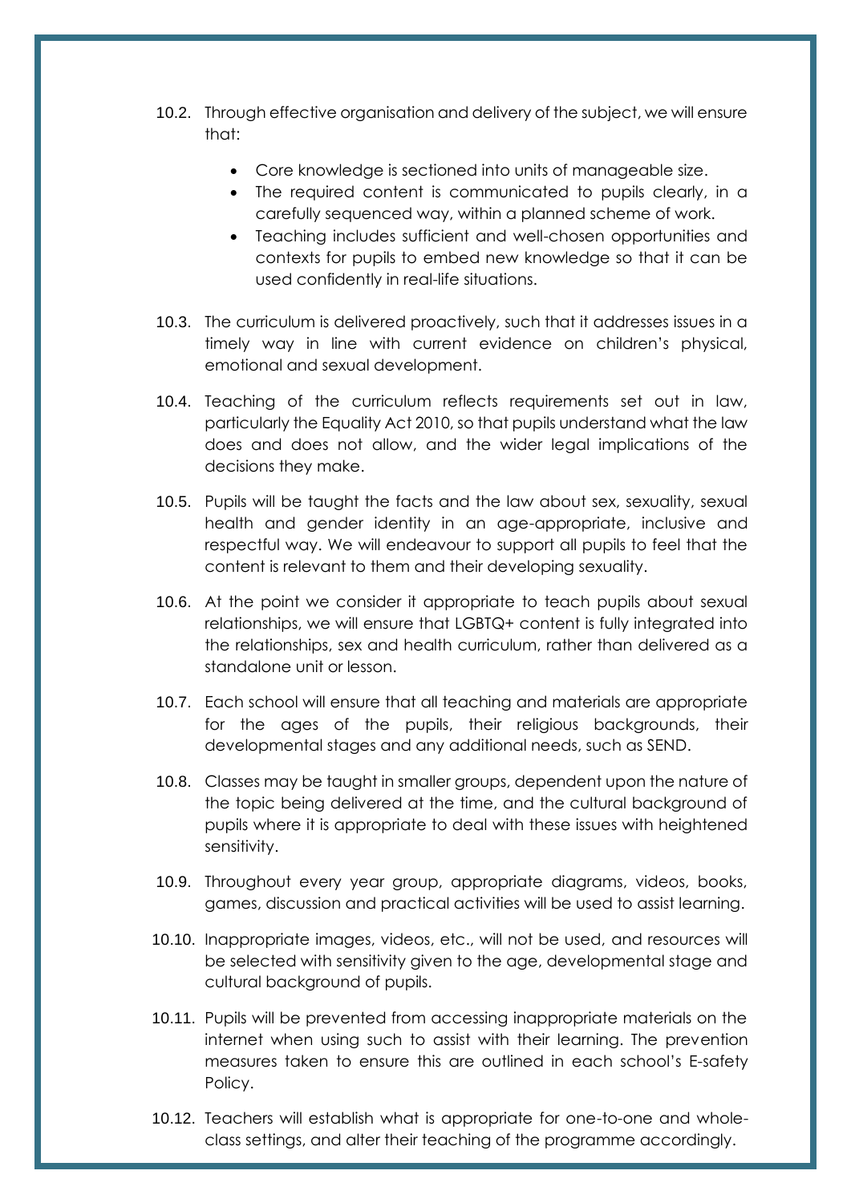10.2. Through effective organisation and delivery of the subject, we will ensure that:

- Core knowledge is sectioned into units of manageable size.
- The required content is communicated to pupils clearly, in a carefully sequenced way, within a planned scheme of work.
- Teaching includes sufficient and well-chosen opportunities and contexts for pupils to embed new knowledge so that it can be used confidently in real-life situations.

10.3. The curriculum is delivered proactively, such that it addresses issues in a timely way in line with current evidence on children's physical, emotional and sexual development.

10.4. Teaching of the curriculum reflects requirements set out in law, particularly the Equality Act 2010, so that pupils understand what the law does and does not allow, and the wider legal implications of the decisions they make.

10.5. Pupils will be taught the facts and the law about sex, sexuality, sexual health and gender identity in an age-appropriate, inclusive and respectful way. We will endeavour to support all pupils to feel that the content is relevant to them and their developing sexuality.

10.6. At the point we consider it appropriate to teach pupils about sexual relationships, we will ensure that LGBTQ+ content is fully integrated into the relationships, sex and health curriculum, rather than delivered as a standalone unit or lesson.

10.7. Each school will ensure that all teaching and materials are appropriate for the ages of the pupils, their religious backgrounds, their developmental stages and any additional needs, such as SEND.

10.8. Classes may be taught in smaller groups, dependent upon the nature of the topic being delivered at the time, and the cultural background of pupils where it is appropriate to deal with these issues with heightened sensitivity.

10.9. Throughout every year group, appropriate diagrams, videos, books, games, discussion and practical activities will be used to assist learning.

10.10. Inappropriate images, videos, etc., will not be used, and resources will be selected with sensitivity given to the age, developmental stage and cultural background of pupils.

10.11. Pupils will be prevented from accessing inappropriate materials on the internet when using such to assist with their learning. The prevention measures taken to ensure this are outlined in each school's E-safety Policy.

10.12. Teachers will establish what is appropriate for one-to-one and whole-class settings, and alter their teaching of the programme accordingly.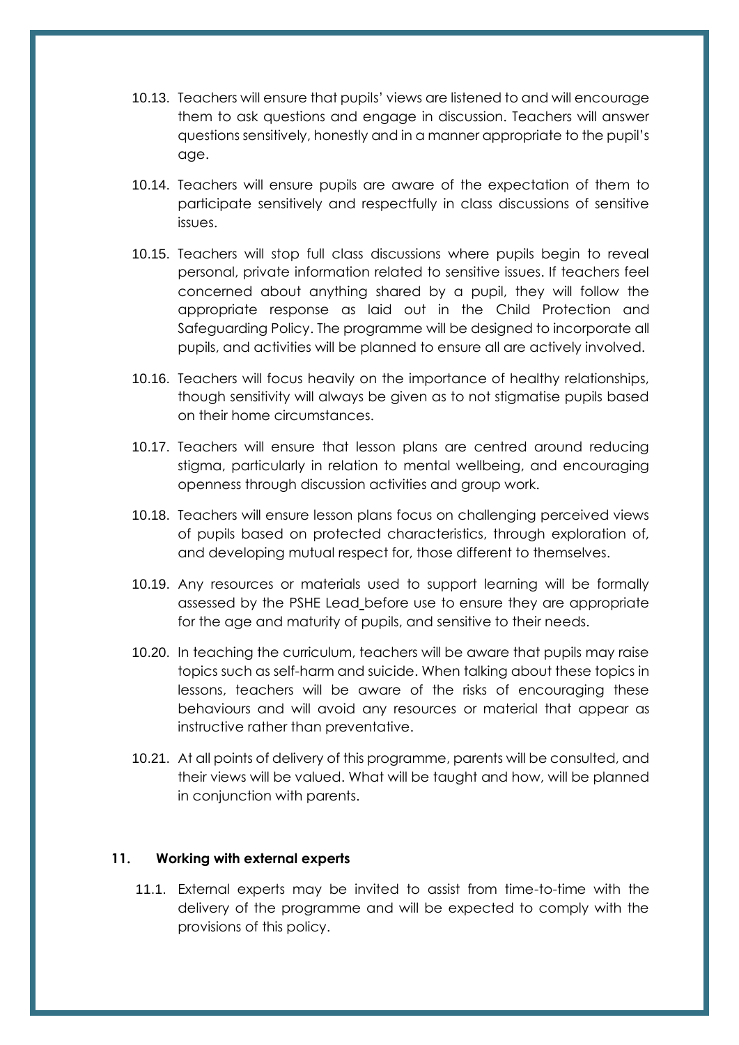10.13. Teachers will ensure that pupils' views are listened to and will encourage them to ask questions and engage in discussion. Teachers will answer questions sensitively, honestly and in a manner appropriate to the pupil's age.

10.14. Teachers will ensure pupils are aware of the expectation of them to participate sensitively and respectfully in class discussions of sensitive issues.

10.15. Teachers will stop full class discussions where pupils begin to reveal personal, private information related to sensitive issues. If teachers feel concerned about anything shared by a pupil, they will follow the appropriate response as laid out in the Child Protection and Safeguarding Policy. The programme will be designed to incorporate all pupils, and activities will be planned to ensure all are actively involved.

10.16. Teachers will focus heavily on the importance of healthy relationships, though sensitivity will always be given as to not stigmatise pupils based on their home circumstances.

10.17. Teachers will ensure that lesson plans are centred around reducing stigma, particularly in relation to mental wellbeing, and encouraging openness through discussion activities and group work.

10.18. Teachers will ensure lesson plans focus on challenging perceived views of pupils based on protected characteristics, through exploration of, and developing mutual respect for, those different to themselves.

10.19. Any resources or materials used to support learning will be formally assessed by the PSHE Lead before use to ensure they are appropriate for the age and maturity of pupils, and sensitive to their needs.

10.20. In teaching the curriculum, teachers will be aware that pupils may raise topics such as self-harm and suicide. When talking about these topics in lessons, teachers will be aware of the risks of encouraging these behaviours and will avoid any resources or material that appear as instructive rather than preventative.

10.21. At all points of delivery of this programme, parents will be consulted, and their views will be valued. What will be taught and how, will be planned in conjunction with parents.

## 11. Working with external experts

11.1. External experts may be invited to assist from time-to-time with the delivery of the programme and will be expected to comply with the provisions of this policy.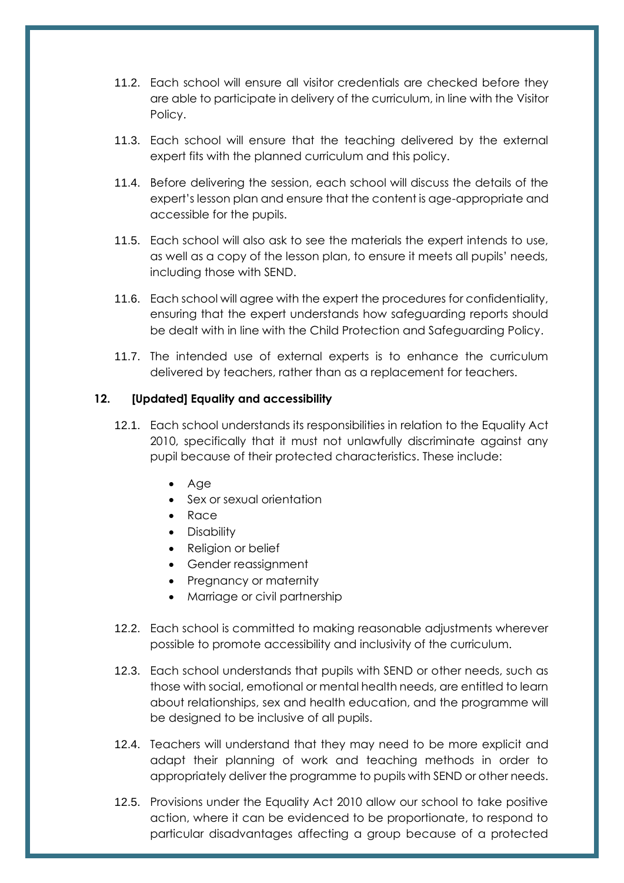11.2. Each school will ensure all visitor credentials are checked before they are able to participate in delivery of the curriculum, in line with the Visitor Policy.

11.3. Each school will ensure that the teaching delivered by the external expert fits with the planned curriculum and this policy.

11.4. Before delivering the session, each school will discuss the details of the expert's lesson plan and ensure that the content is age-appropriate and accessible for the pupils.

11.5. Each school will also ask to see the materials the expert intends to use, as well as a copy of the lesson plan, to ensure it meets all pupils' needs, including those with SEND.

11.6. Each school will agree with the expert the procedures for confidentiality, ensuring that the expert understands how safeguarding reports should be dealt with in line with the Child Protection and Safeguarding Policy.

11.7. The intended use of external experts is to enhance the curriculum delivered by teachers, rather than as a replacement for teachers.

## 12. [Updated] Equality and accessibility

12.1. Each school understands its responsibilities in relation to the Equality Act 2010, specifically that it must not unlawfully discriminate against any pupil because of their protected characteristics. These include:

- Age
- Sex or sexual orientation
- Race
- Disability
- Religion or belief
- Gender reassignment
- Pregnancy or maternity
- Marriage or civil partnership

12.2. Each school is committed to making reasonable adjustments wherever possible to promote accessibility and inclusivity of the curriculum.

12.3. Each school understands that pupils with SEND or other needs, such as those with social, emotional or mental health needs, are entitled to learn about relationships, sex and health education, and the programme will be designed to be inclusive of all pupils.

12.4. Teachers will understand that they may need to be more explicit and adapt their planning of work and teaching methods in order to appropriately deliver the programme to pupils with SEND or other needs.

12.5. Provisions under the Equality Act 2010 allow our school to take positive action, where it can be evidenced to be proportionate, to respond to particular disadvantages affecting a group because of a protected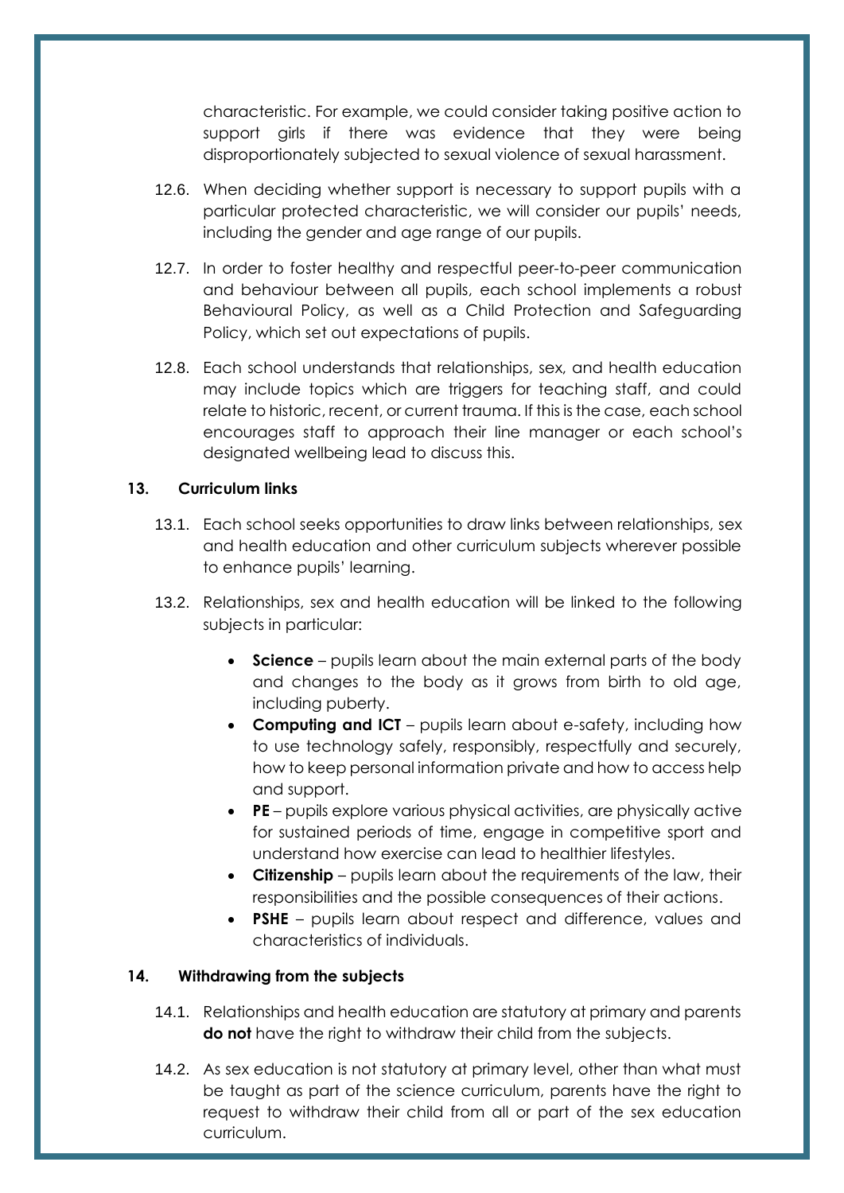characteristic. For example, we could consider taking positive action to support girls if there was evidence that they were being disproportionately subjected to sexual violence of sexual harassment.

12.6. When deciding whether support is necessary to support pupils with a particular protected characteristic, we will consider our pupils' needs, including the gender and age range of our pupils.

12.7. In order to foster healthy and respectful peer-to-peer communication and behaviour between all pupils, each school implements a robust Behavioural Policy, as well as a Child Protection and Safeguarding Policy, which set out expectations of pupils.

12.8. Each school understands that relationships, sex, and health education may include topics which are triggers for teaching staff, and could relate to historic, recent, or current trauma. If this is the case, each school encourages staff to approach their line manager or each school's designated wellbeing lead to discuss this.

## 13. Curriculum links

13.1. Each school seeks opportunities to draw links between relationships, sex and health education and other curriculum subjects wherever possible to enhance pupils' learning.

13.2. Relationships, sex and health education will be linked to the following subjects in particular:

- **Science** – pupils learn about the main external parts of the body and changes to the body as it grows from birth to old age, including puberty.
- **Computing and ICT** – pupils learn about e-safety, including how to use technology safely, responsibly, respectfully and securely, how to keep personal information private and how to access help and support.
- **PE** – pupils explore various physical activities, are physically active for sustained periods of time, engage in competitive sport and understand how exercise can lead to healthier lifestyles.
- **Citizenship** – pupils learn about the requirements of the law, their responsibilities and the possible consequences of their actions.
- **PSHE** – pupils learn about respect and difference, values and characteristics of individuals.

## 14. Withdrawing from the subjects

14.1. Relationships and health education are statutory at primary and parents **do not** have the right to withdraw their child from the subjects.

14.2. As sex education is not statutory at primary level, other than what must be taught as part of the science curriculum, parents have the right to request to withdraw their child from all or part of the sex education curriculum.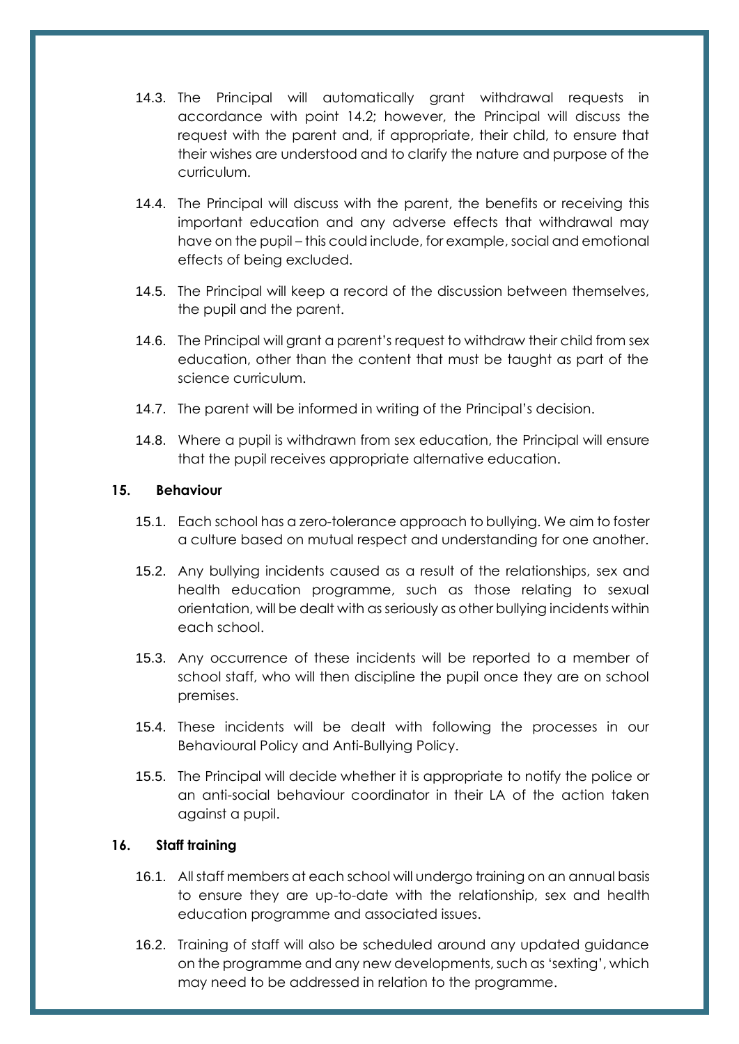14.3. The Principal will automatically grant withdrawal requests in accordance with point 14.2; however, the Principal will discuss the request with the parent and, if appropriate, their child, to ensure that their wishes are understood and to clarify the nature and purpose of the curriculum.

14.4. The Principal will discuss with the parent, the benefits or receiving this important education and any adverse effects that withdrawal may have on the pupil – this could include, for example, social and emotional effects of being excluded.

14.5. The Principal will keep a record of the discussion between themselves, the pupil and the parent.

14.6. The Principal will grant a parent's request to withdraw their child from sex education, other than the content that must be taught as part of the science curriculum.

14.7. The parent will be informed in writing of the Principal's decision.

14.8. Where a pupil is withdrawn from sex education, the Principal will ensure that the pupil receives appropriate alternative education.

**15. Behaviour**

15.1. Each school has a zero-tolerance approach to bullying. We aim to foster a culture based on mutual respect and understanding for one another.

15.2. Any bullying incidents caused as a result of the relationships, sex and health education programme, such as those relating to sexual orientation, will be dealt with as seriously as other bullying incidents within each school.

15.3. Any occurrence of these incidents will be reported to a member of school staff, who will then discipline the pupil once they are on school premises.

15.4. These incidents will be dealt with following the processes in our Behavioural Policy and Anti-Bullying Policy.

15.5. The Principal will decide whether it is appropriate to notify the police or an anti-social behaviour coordinator in their LA of the action taken against a pupil.

**16. Staff training**

16.1. All staff members at each school will undergo training on an annual basis to ensure they are up-to-date with the relationship, sex and health education programme and associated issues.

16.2. Training of staff will also be scheduled around any updated guidance on the programme and any new developments, such as 'sexting', which may need to be addressed in relation to the programme.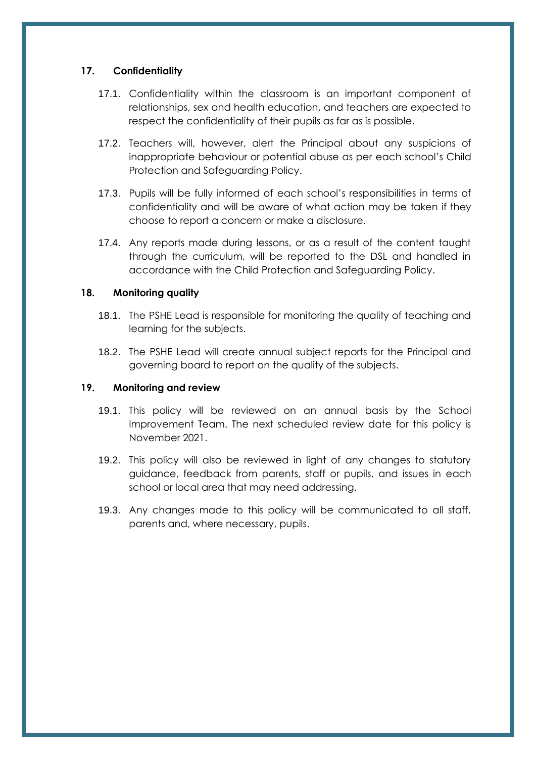## 17. Confidentiality

17.1. Confidentiality within the classroom is an important component of relationships, sex and health education, and teachers are expected to respect the confidentiality of their pupils as far as is possible.

17.2. Teachers will, however, alert the Principal about any suspicions of inappropriate behaviour or potential abuse as per each school's Child Protection and Safeguarding Policy.

17.3. Pupils will be fully informed of each school's responsibilities in terms of confidentiality and will be aware of what action may be taken if they choose to report a concern or make a disclosure.

17.4. Any reports made during lessons, or as a result of the content taught through the curriculum, will be reported to the DSL and handled in accordance with the Child Protection and Safeguarding Policy.

## 18. Monitoring quality

18.1. The PSHE Lead is responsible for monitoring the quality of teaching and learning for the subjects.

18.2. The PSHE Lead will create annual subject reports for the Principal and governing board to report on the quality of the subjects.

## 19. Monitoring and review

19.1. This policy will be reviewed on an annual basis by the School Improvement Team. The next scheduled review date for this policy is November 2021.

19.2. This policy will also be reviewed in light of any changes to statutory guidance, feedback from parents, staff or pupils, and issues in each school or local area that may need addressing.

19.3. Any changes made to this policy will be communicated to all staff, parents and, where necessary, pupils.